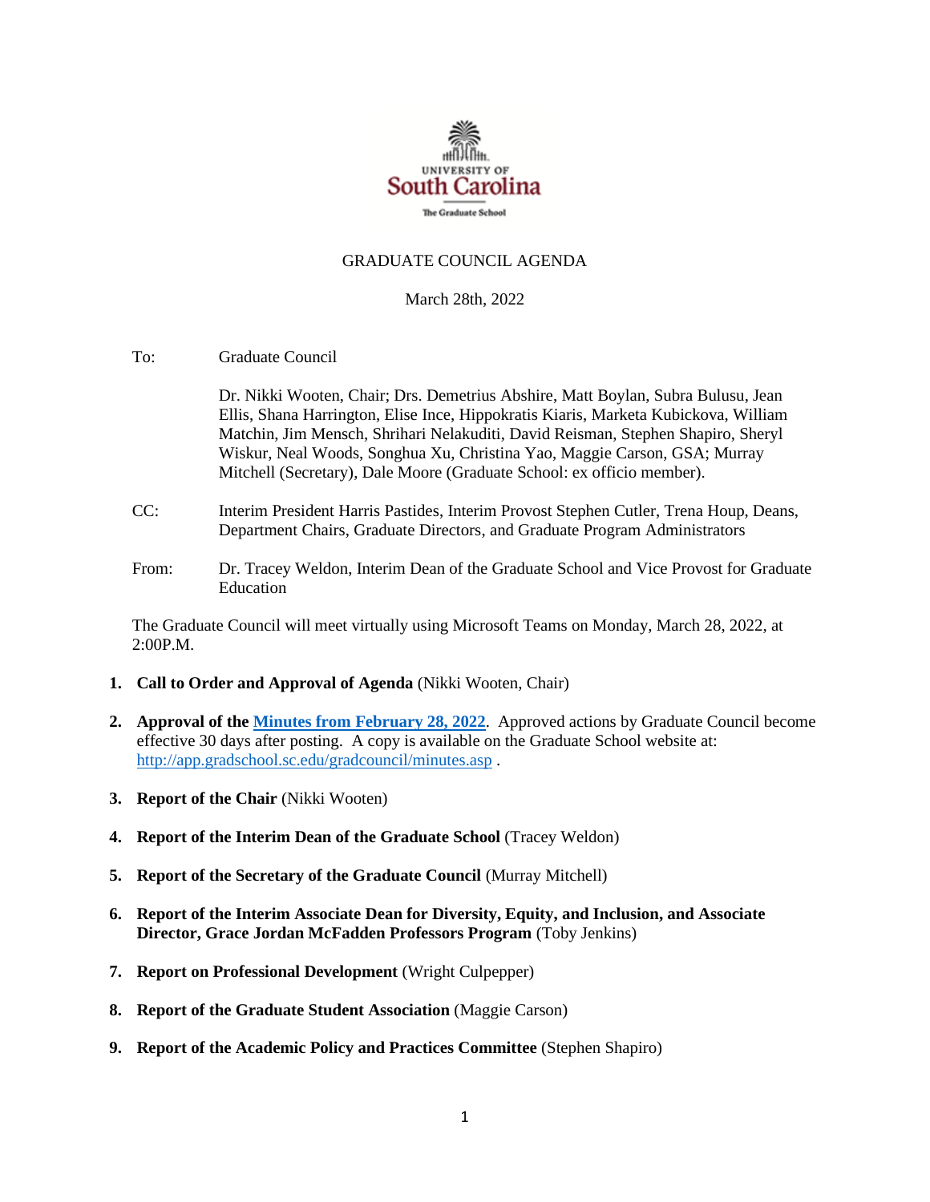UNIVERSITY OF
South Carolina
The Graduate School

GRADUATE COUNCIL AGENDA

March 28th, 2022

To: Graduate Council

Dr. Nikki Wooten, Chair; Drs. Demetrius Abshire, Matt Boylan, Subra Bulusu, Jean Ellis, Shana Harrington, Elise Ince, Hippokratis Kiaris, Marketa Kubickova, William Matchin, Jim Mensch, Shrihari Nelakuditi, David Reisman, Stephen Shapiro, Sheryl Wiskur, Neal Woods, Songhua Xu, Christina Yao, Maggie Carson, GSA; Murray Mitchell (Secretary), Dale Moore (Graduate School: ex officio member).

CC: Interim President Harris Pastides, Interim Provost Stephen Cutler, Trena Houp, Deans, Department Chairs, Graduate Directors, and Graduate Program Administrators

From: Dr. Tracey Weldon, Interim Dean of the Graduate School and Vice Provost for Graduate Education

The Graduate Council will meet virtually using Microsoft Teams on Monday, March 28, 2022, at 2:00P.M.

1. **Call to Order and Approval of Agenda** (Nikki Wooten, Chair)

2. **Approval of the [Minutes from February 28, 2022](http://app.gradschool.sc.edu/gradcouncil/minutes.asp)**. Approved actions by Graduate Council become effective 30 days after posting. A copy is available on the Graduate School website at: http://app.gradschool.sc.edu/gradcouncil/minutes.asp .

3. **Report of the Chair** (Nikki Wooten)

4. **Report of the Interim Dean of the Graduate School** (Tracey Weldon)

5. **Report of the Secretary of the Graduate Council** (Murray Mitchell)

6. **Report of the Interim Associate Dean for Diversity, Equity, and Inclusion, and Associate Director, Grace Jordan McFadden Professors Program** (Toby Jenkins)

7. **Report on Professional Development** (Wright Culpepper)

8. **Report of the Graduate Student Association** (Maggie Carson)

9. **Report of the Academic Policy and Practices Committee** (Stephen Shapiro)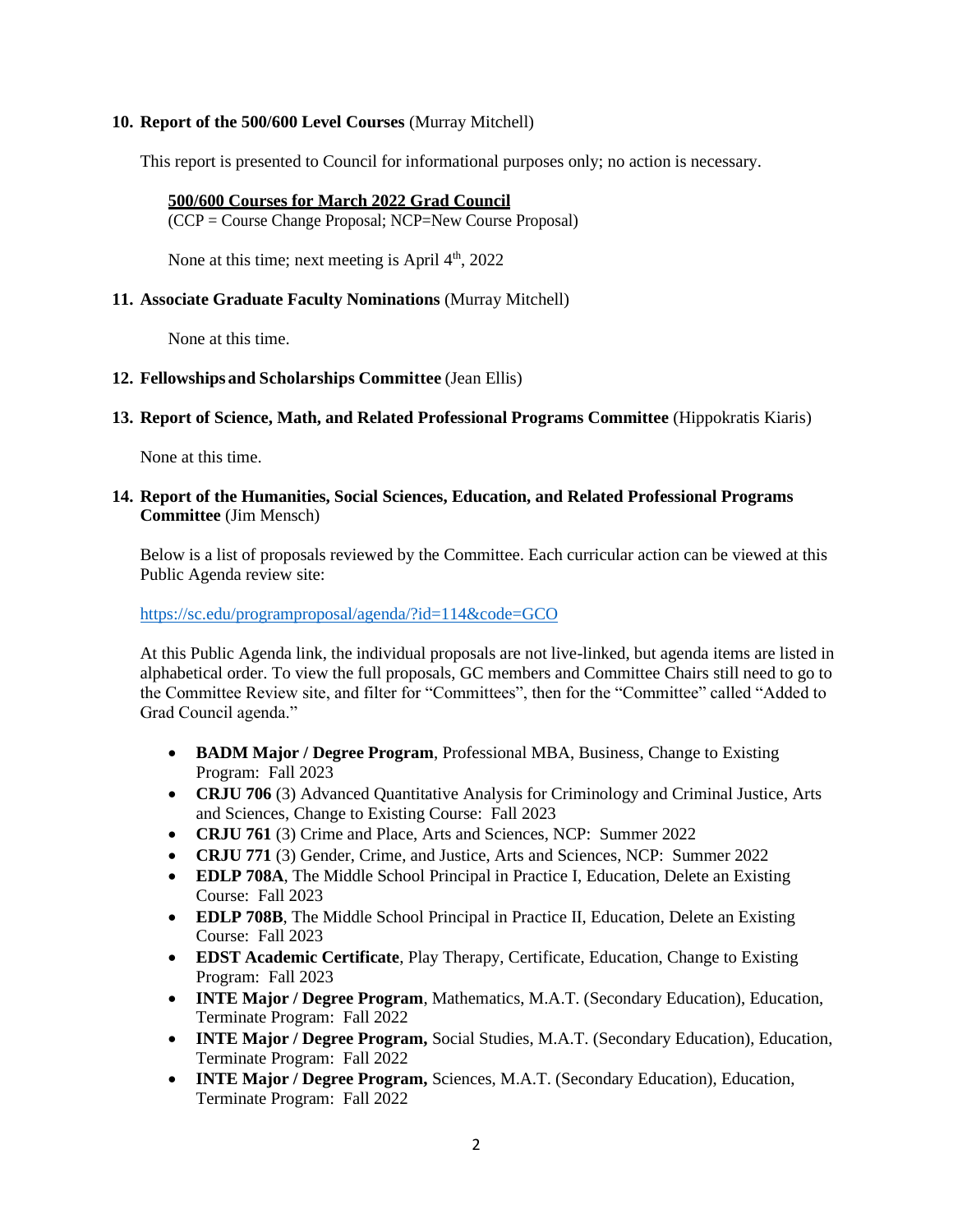**10. Report of the 500/600 Level Courses** (Murray Mitchell)

This report is presented to Council for informational purposes only; no action is necessary.

**500/600 Courses for March 2022 Grad Council**
(CCP = Course Change Proposal; NCP=New Course Proposal)

None at this time; next meeting is April 4th, 2022

**11. Associate Graduate Faculty Nominations** (Murray Mitchell)

None at this time.

**12. Fellowships and Scholarships Committee** (Jean Ellis)

**13. Report of Science, Math, and Related Professional Programs Committee** (Hippokratis Kiaris)

None at this time.

**14. Report of the Humanities, Social Sciences, Education, and Related Professional Programs Committee** (Jim Mensch)

Below is a list of proposals reviewed by the Committee. Each curricular action can be viewed at this Public Agenda review site:

https://sc.edu/programproposal/agenda/?id=114&code=GCO

At this Public Agenda link, the individual proposals are not live-linked, but agenda items are listed in alphabetical order. To view the full proposals, GC members and Committee Chairs still need to go to the Committee Review site, and filter for "Committees", then for the "Committee" called "Added to Grad Council agenda."

- **BADM Major / Degree Program**, Professional MBA, Business, Change to Existing Program: Fall 2023
- **CRJU 706** (3) Advanced Quantitative Analysis for Criminology and Criminal Justice, Arts and Sciences, Change to Existing Course: Fall 2023
- **CRJU 761** (3) Crime and Place, Arts and Sciences, NCP: Summer 2022
- **CRJU 771** (3) Gender, Crime, and Justice, Arts and Sciences, NCP: Summer 2022
- **EDLP 708A**, The Middle School Principal in Practice I, Education, Delete an Existing Course: Fall 2023
- **EDLP 708B**, The Middle School Principal in Practice II, Education, Delete an Existing Course: Fall 2023
- **EDST Academic Certificate**, Play Therapy, Certificate, Education, Change to Existing Program: Fall 2023
- **INTE Major / Degree Program**, Mathematics, M.A.T. (Secondary Education), Education, Terminate Program: Fall 2022
- **INTE Major / Degree Program,** Social Studies, M.A.T. (Secondary Education), Education, Terminate Program: Fall 2022
- **INTE Major / Degree Program,** Sciences, M.A.T. (Secondary Education), Education, Terminate Program: Fall 2022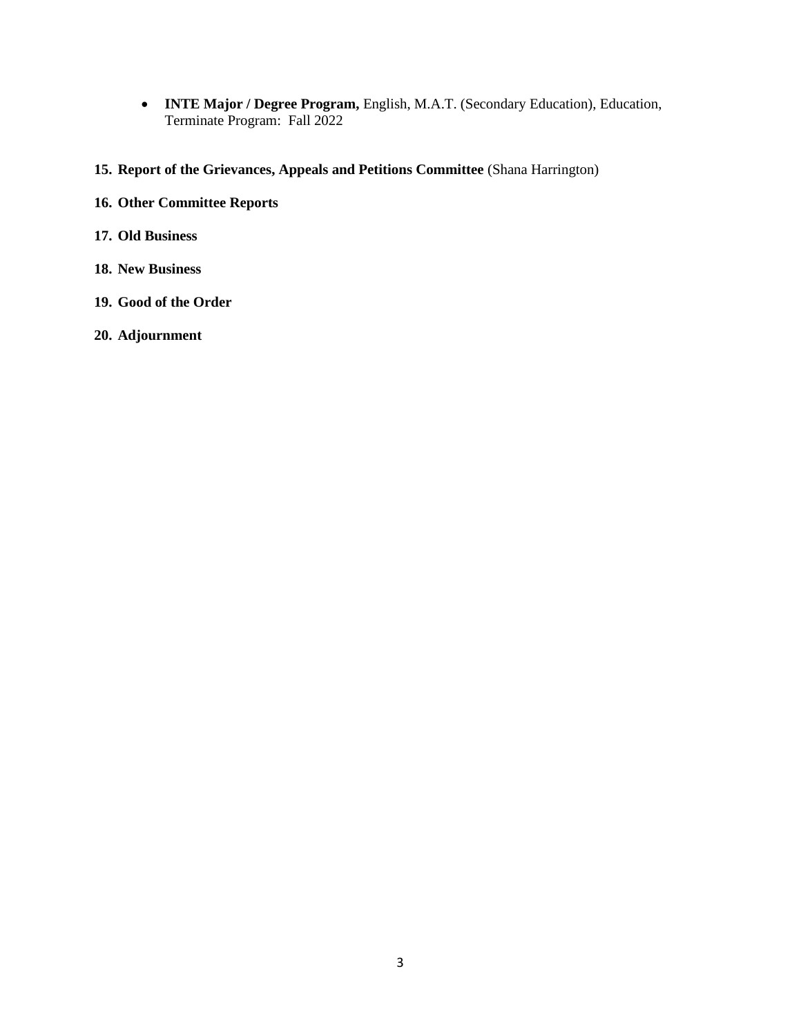- **INTE Major / Degree Program,** English, M.A.T. (Secondary Education), Education, Terminate Program: Fall 2022

15. **Report of the Grievances, Appeals and Petitions Committee** (Shana Harrington)

16. **Other Committee Reports**

17. **Old Business**

18. **New Business**

19. **Good of the Order**

20. **Adjournment**